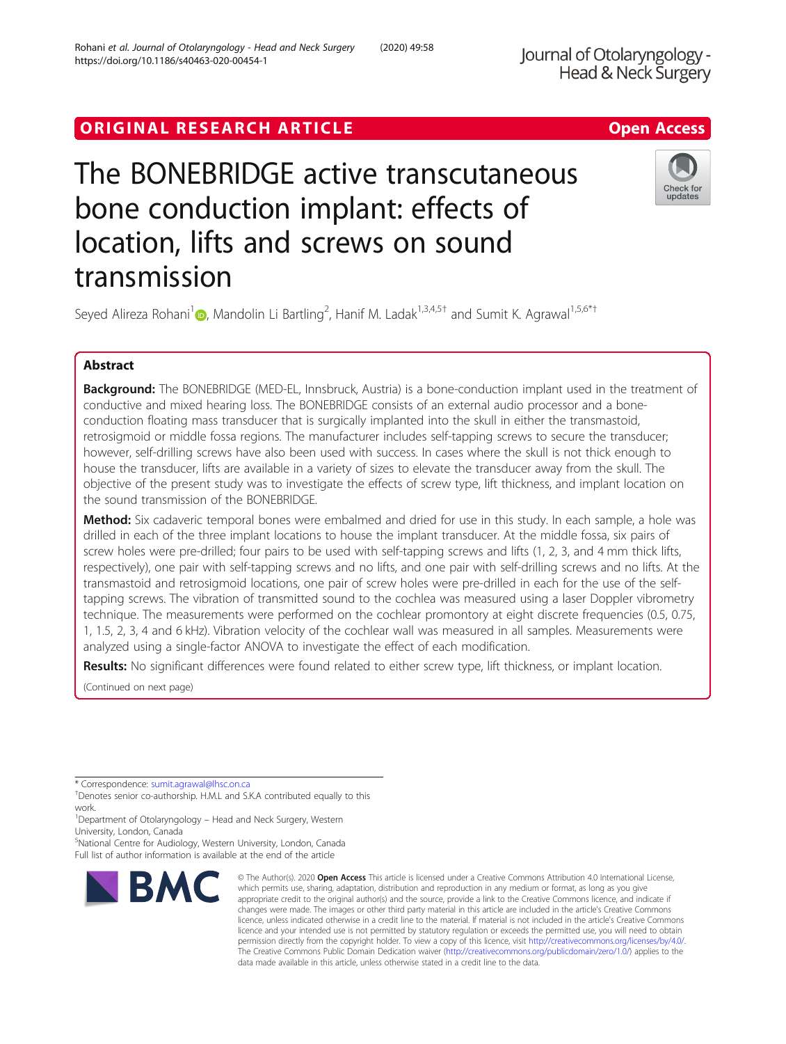ORIGINAL RESEARCH ARTICLE

Open Access

# The BONEBRIDGE active transcutaneous bone conduction implant: effects of location, lifts and screws on sound transmission

Seyed Alireza Rohani[1], Mandolin Li Bartling[2], Hanif M. Ladak[1,3,4,5†] and Sumit K. Agrawal[1,5,6*†]

## Abstract

**Background:** The BONEBRIDGE (MED-EL, Innsbruck, Austria) is a bone-conduction implant used in the treatment of conductive and mixed hearing loss. The BONEBRIDGE consists of an external audio processor and a bone-conduction floating mass transducer that is surgically implanted into the skull in either the transmastoid, retrosigmoid or middle fossa regions. The manufacturer includes self-tapping screws to secure the transducer; however, self-drilling screws have also been used with success. In cases where the skull is not thick enough to house the transducer, lifts are available in a variety of sizes to elevate the transducer away from the skull. The objective of the present study was to investigate the effects of screw type, lift thickness, and implant location on the sound transmission of the BONEBRIDGE.

**Method:** Six cadaveric temporal bones were embalmed and dried for use in this study. In each sample, a hole was drilled in each of the three implant locations to house the implant transducer. At the middle fossa, six pairs of screw holes were pre-drilled; four pairs to be used with self-tapping screws and lifts (1, 2, 3, and 4 mm thick lifts, respectively), one pair with self-tapping screws and no lifts, and one pair with self-drilling screws and no lifts. At the transmastoid and retrosigmoid locations, one pair of screw holes were pre-drilled in each for the use of the self-tapping screws. The vibration of transmitted sound to the cochlea was measured using a laser Doppler vibrometry technique. The measurements were performed on the cochlear promontory at eight discrete frequencies (0.5, 0.75, 1, 1.5, 2, 3, 4 and 6 kHz). Vibration velocity of the cochlear wall was measured in all samples. Measurements were analyzed using a single-factor ANOVA to investigate the effect of each modification.

**Results:** No significant differences were found related to either screw type, lift thickness, or implant location.

(Continued on next page)

\* Correspondence: sumit.agrawal@lhsc.on.ca

†Denotes senior co-authorship. H.M.L and S.K.A contributed equally to this work.

[1]Department of Otolaryngology – Head and Neck Surgery, Western University, London, Canada

[5]National Centre for Audiology, Western University, London, Canada

Full list of author information is available at the end of the article

© The Author(s). 2020 **Open Access** This article is licensed under a Creative Commons Attribution 4.0 International License, which permits use, sharing, adaptation, distribution and reproduction in any medium or format, as long as you give appropriate credit to the original author(s) and the source, provide a link to the Creative Commons licence, and indicate if changes were made. The images or other third party material in this article are included in the article's Creative Commons licence, unless indicated otherwise in a credit line to the material. If material is not included in the article's Creative Commons licence and your intended use is not permitted by statutory regulation or exceeds the permitted use, you will need to obtain permission directly from the copyright holder. To view a copy of this licence, visit http://creativecommons.org/licenses/by/4.0/. The Creative Commons Public Domain Dedication waiver (http://creativecommons.org/publicdomain/zero/1.0/) applies to the data made available in this article, unless otherwise stated in a credit line to the data.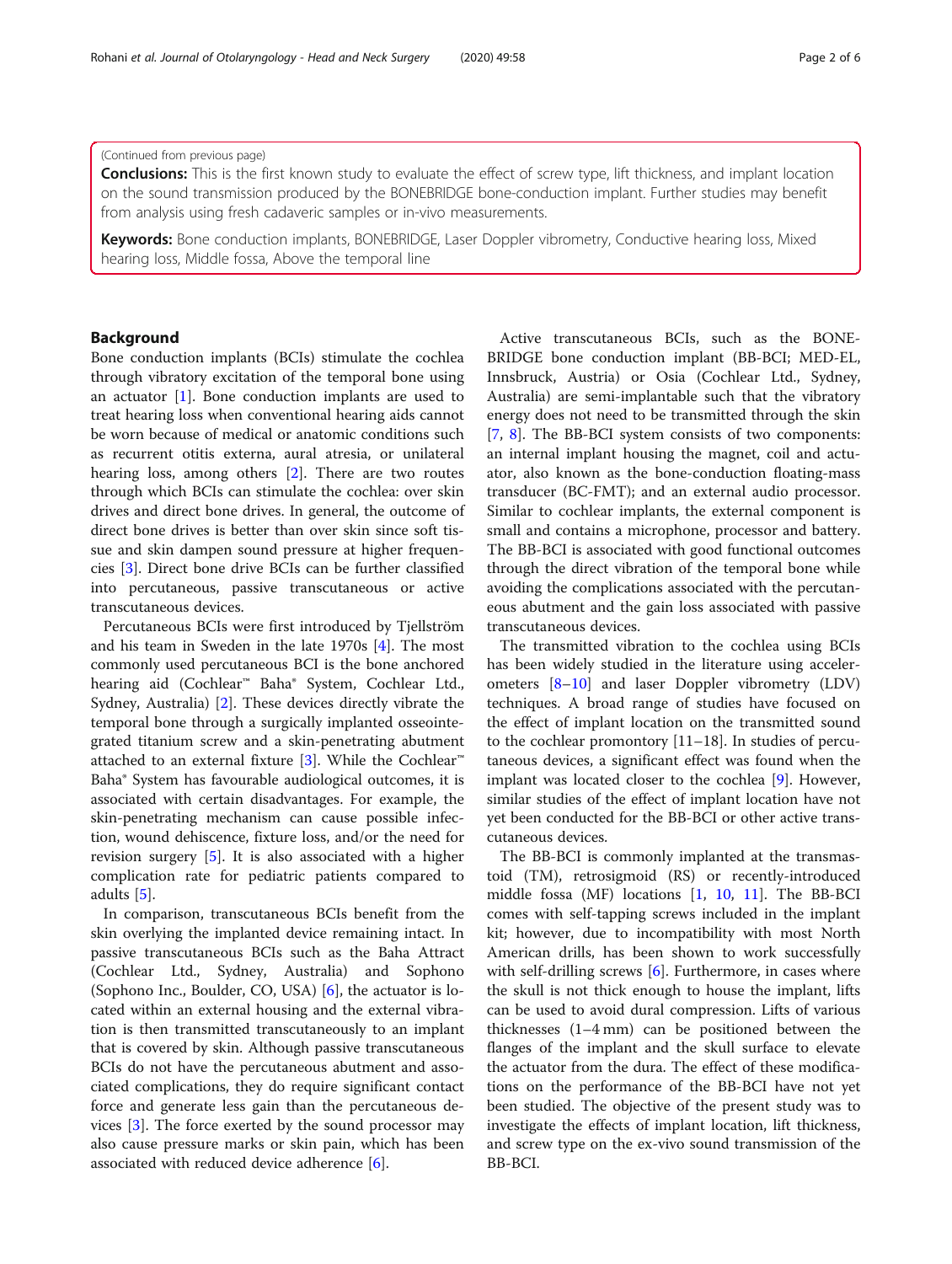(Continued from previous page)

**Conclusions:** This is the first known study to evaluate the effect of screw type, lift thickness, and implant location on the sound transmission produced by the BONEBRIDGE bone-conduction implant. Further studies may benefit from analysis using fresh cadaveric samples or in-vivo measurements.

**Keywords:** Bone conduction implants, BONEBRIDGE, Laser Doppler vibrometry, Conductive hearing loss, Mixed hearing loss, Middle fossa, Above the temporal line

## Background

Bone conduction implants (BCIs) stimulate the cochlea through vibratory excitation of the temporal bone using an actuator [1]. Bone conduction implants are used to treat hearing loss when conventional hearing aids cannot be worn because of medical or anatomic conditions such as recurrent otitis externa, aural atresia, or unilateral hearing loss, among others [2]. There are two routes through which BCIs can stimulate the cochlea: over skin drives and direct bone drives. In general, the outcome of direct bone drives is better than over skin since soft tissue and skin dampen sound pressure at higher frequencies [3]. Direct bone drive BCIs can be further classified into percutaneous, passive transcutaneous or active transcutaneous devices.

Percutaneous BCIs were first introduced by Tjellström and his team in Sweden in the late 1970s [4]. The most commonly used percutaneous BCI is the bone anchored hearing aid (Cochlear™ Baha® System, Cochlear Ltd., Sydney, Australia) [2]. These devices directly vibrate the temporal bone through a surgically implanted osseointegrated titanium screw and a skin-penetrating abutment attached to an external fixture [3]. While the Cochlear™ Baha® System has favourable audiological outcomes, it is associated with certain disadvantages. For example, the skin-penetrating mechanism can cause possible infection, wound dehiscence, fixture loss, and/or the need for revision surgery [5]. It is also associated with a higher complication rate for pediatric patients compared to adults [5].

In comparison, transcutaneous BCIs benefit from the skin overlying the implanted device remaining intact. In passive transcutaneous BCIs such as the Baha Attract (Cochlear Ltd., Sydney, Australia) and Sophono (Sophono Inc., Boulder, CO, USA) [6], the actuator is located within an external housing and the external vibration is then transmitted transcutaneously to an implant that is covered by skin. Although passive transcutaneous BCIs do not have the percutaneous abutment and associated complications, they do require significant contact force and generate less gain than the percutaneous devices [3]. The force exerted by the sound processor may also cause pressure marks or skin pain, which has been associated with reduced device adherence [6].

Active transcutaneous BCIs, such as the BONEBRIDGE bone conduction implant (BB-BCI; MED-EL, Innsbruck, Austria) or Osia (Cochlear Ltd., Sydney, Australia) are semi-implantable such that the vibratory energy does not need to be transmitted through the skin [7, 8]. The BB-BCI system consists of two components: an internal implant housing the magnet, coil and actuator, also known as the bone-conduction floating-mass transducer (BC-FMT); and an external audio processor. Similar to cochlear implants, the external component is small and contains a microphone, processor and battery. The BB-BCI is associated with good functional outcomes through the direct vibration of the temporal bone while avoiding the complications associated with the percutaneous abutment and the gain loss associated with passive transcutaneous devices.

The transmitted vibration to the cochlea using BCIs has been widely studied in the literature using accelerometers [8–10] and laser Doppler vibrometry (LDV) techniques. A broad range of studies have focused on the effect of implant location on the transmitted sound to the cochlear promontory [11–18]. In studies of percutaneous devices, a significant effect was found when the implant was located closer to the cochlea [9]. However, similar studies of the effect of implant location have not yet been conducted for the BB-BCI or other active transcutaneous devices.

The BB-BCI is commonly implanted at the transmastoid (TM), retrosigmoid (RS) or recently-introduced middle fossa (MF) locations [1, 10, 11]. The BB-BCI comes with self-tapping screws included in the implant kit; however, due to incompatibility with most North American drills, has been shown to work successfully with self-drilling screws [6]. Furthermore, in cases where the skull is not thick enough to house the implant, lifts can be used to avoid dural compression. Lifts of various thicknesses (1–4 mm) can be positioned between the flanges of the implant and the skull surface to elevate the actuator from the dura. The effect of these modifications on the performance of the BB-BCI have not yet been studied. The objective of the present study was to investigate the effects of implant location, lift thickness, and screw type on the ex-vivo sound transmission of the BB-BCI.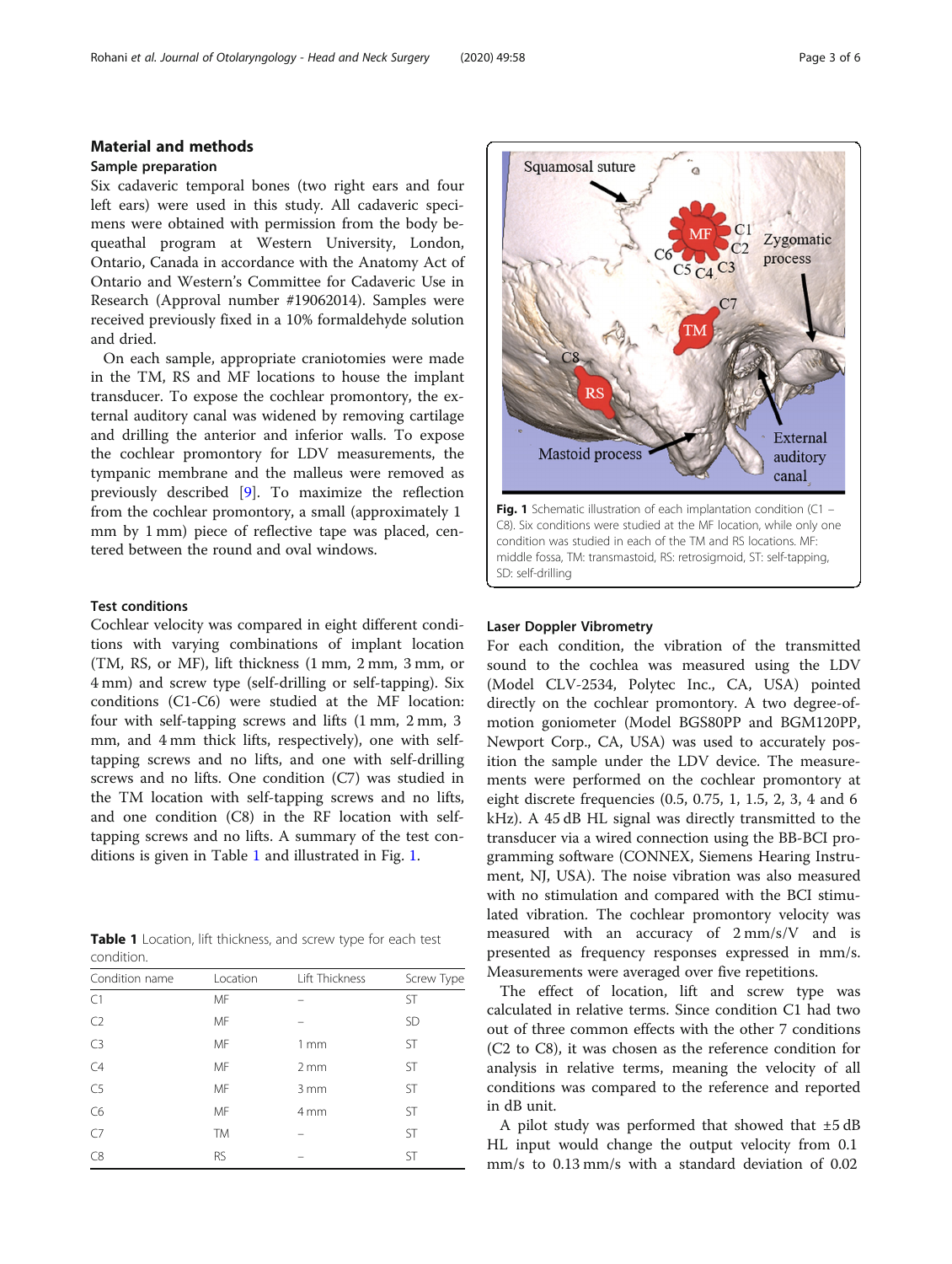## Material and methods

### Sample preparation

Six cadaveric temporal bones (two right ears and four left ears) were used in this study. All cadaveric specimens were obtained with permission from the body bequeathal program at Western University, London, Ontario, Canada in accordance with the Anatomy Act of Ontario and Western's Committee for Cadaveric Use in Research (Approval number #19062014). Samples were received previously fixed in a 10% formaldehyde solution and dried.

On each sample, appropriate craniotomies were made in the TM, RS and MF locations to house the implant transducer. To expose the cochlear promontory, the external auditory canal was widened by removing cartilage and drilling the anterior and inferior walls. To expose the cochlear promontory for LDV measurements, the tympanic membrane and the malleus were removed as previously described [9]. To maximize the reflection from the cochlear promontory, a small (approximately 1 mm by 1 mm) piece of reflective tape was placed, centered between the round and oval windows.

### Test conditions

Cochlear velocity was compared in eight different conditions with varying combinations of implant location (TM, RS, or MF), lift thickness (1 mm, 2 mm, 3 mm, or 4 mm) and screw type (self-drilling or self-tapping). Six conditions (C1-C6) were studied at the MF location: four with self-tapping screws and lifts (1 mm, 2 mm, 3 mm, and 4 mm thick lifts, respectively), one with self-tapping screws and no lifts, and one with self-drilling screws and no lifts. One condition (C7) was studied in the TM location with self-tapping screws and no lifts, and one condition (C8) in the RF location with self-tapping screws and no lifts. A summary of the test conditions is given in Table 1 and illustrated in Fig. 1.

**Table 1** Location, lift thickness, and screw type for each test condition.

| Condition name | Location | Lift Thickness | Screw Type |
|---|---|---|---|
| C1 | MF | – | ST |
| C2 | MF | – | SD |
| C3 | MF | 1 mm | ST |
| C4 | MF | 2 mm | ST |
| C5 | MF | 3 mm | ST |
| C6 | MF | 4 mm | ST |
| C7 | TM | – | ST |
| C8 | RS | – | ST |

**Fig. 1** Schematic illustration of each implantation condition (C1 – C8). Six conditions were studied at the MF location, while only one condition was studied in each of the TM and RS locations. MF: middle fossa, TM: transmastoid, RS: retrosigmoid, ST: self-tapping, SD: self-drilling

### Laser Doppler Vibrometry

For each condition, the vibration of the transmitted sound to the cochlea was measured using the LDV (Model CLV-2534, Polytec Inc., CA, USA) pointed directly on the cochlear promontory. A two degree-of-motion goniometer (Model BGS80PP and BGM120PP, Newport Corp., CA, USA) was used to accurately position the sample under the LDV device. The measurements were performed on the cochlear promontory at eight discrete frequencies (0.5, 0.75, 1, 1.5, 2, 3, 4 and 6 kHz). A 45 dB HL signal was directly transmitted to the transducer via a wired connection using the BB-BCI programming software (CONNEX, Siemens Hearing Instrument, NJ, USA). The noise vibration was also measured with no stimulation and compared with the BCI stimulated vibration. The cochlear promontory velocity was measured with an accuracy of 2 mm/s/V and is presented as frequency responses expressed in mm/s. Measurements were averaged over five repetitions.

The effect of location, lift and screw type was calculated in relative terms. Since condition C1 had two out of three common effects with the other 7 conditions (C2 to C8), it was chosen as the reference condition for analysis in relative terms, meaning the velocity of all conditions was compared to the reference and reported in dB unit.

A pilot study was performed that showed that ±5 dB HL input would change the output velocity from 0.1 mm/s to 0.13 mm/s with a standard deviation of 0.02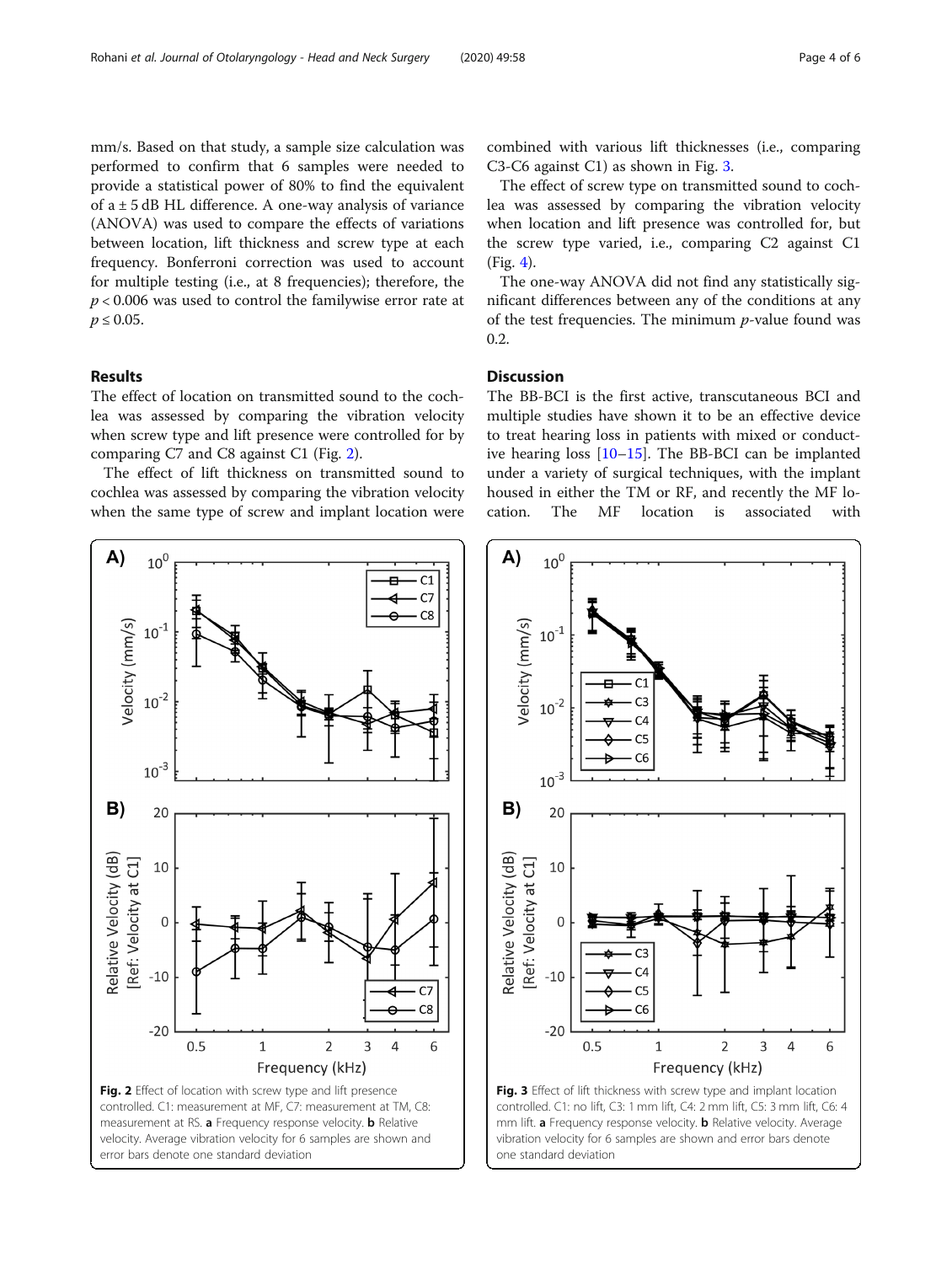mm/s. Based on that study, a sample size calculation was performed to confirm that 6 samples were needed to provide a statistical power of 80% to find the equivalent of a ± 5 dB HL difference. A one-way analysis of variance (ANOVA) was used to compare the effects of variations between location, lift thickness and screw type at each frequency. Bonferroni correction was used to account for multiple testing (i.e., at 8 frequencies); therefore, the $p < 0.006$ was used to control the familywise error rate at $p \leq 0.05$.

## Results

The effect of location on transmitted sound to the cochlea was assessed by comparing the vibration velocity when screw type and lift presence were controlled for by comparing C7 and C8 against C1 (Fig. 2).

The effect of lift thickness on transmitted sound to cochlea was assessed by comparing the vibration velocity when the same type of screw and implant location were combined with various lift thicknesses (i.e., comparing C3-C6 against C1) as shown in Fig. 3.

The effect of screw type on transmitted sound to cochlea was assessed by comparing the vibration velocity when location and lift presence was controlled for, but the screw type varied, i.e., comparing C2 against C1 (Fig. 4).

The one-way ANOVA did not find any statistically significant differences between any of the conditions at any of the test frequencies. The minimum $p$-value found was 0.2.

## Discussion

The BB-BCI is the first active, transcutaneous BCI and multiple studies have shown it to be an effective device to treat hearing loss in patients with mixed or conductive hearing loss [10–15]. The BB-BCI can be implanted under a variety of surgical techniques, with the implant housed in either the TM or RF, and recently the MF location. The MF location is associated with

**Fig. 2** Effect of location with screw type and lift presence controlled. C1: measurement at MF, C7: measurement at TM, C8: measurement at RS. **a** Frequency response velocity. **b** Relative velocity. Average vibration velocity for 6 samples are shown and error bars denote one standard deviation

**Fig. 3** Effect of lift thickness with screw type and implant location controlled. C1: no lift, C3: 1 mm lift, C4: 2 mm lift, C5: 3 mm lift, C6: 4 mm lift. **a** Frequency response velocity. **b** Relative velocity. Average vibration velocity for 6 samples are shown and error bars denote one standard deviation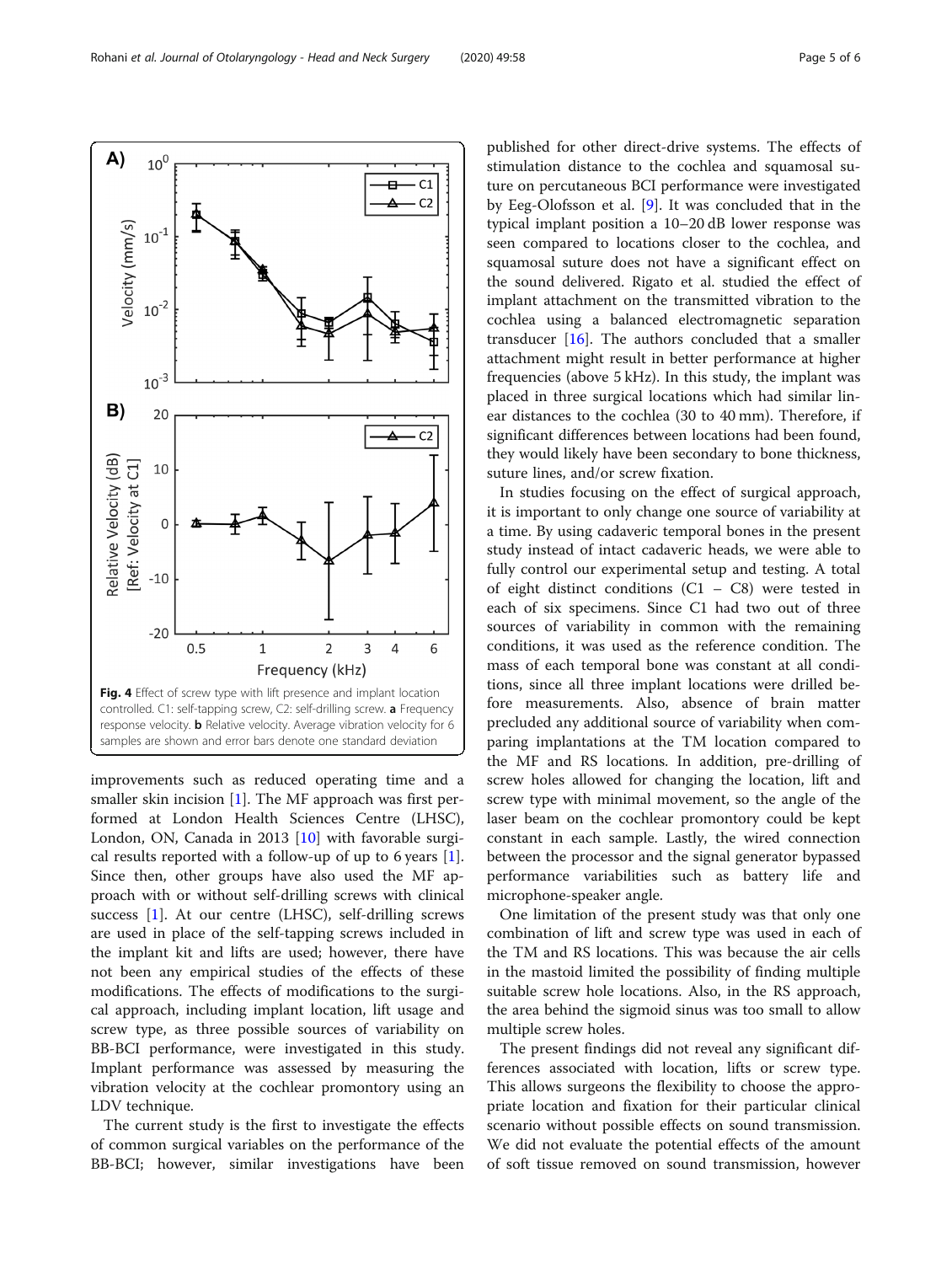Fig. 4 Effect of screw type with lift presence and implant location controlled. C1: self-tapping screw, C2: self-drilling screw. **a** Frequency response velocity. **b** Relative velocity. Average vibration velocity for 6 samples are shown and error bars denote one standard deviation

improvements such as reduced operating time and a smaller skin incision [1]. The MF approach was first performed at London Health Sciences Centre (LHSC), London, ON, Canada in 2013 [10] with favorable surgical results reported with a follow-up of up to 6 years [1]. Since then, other groups have also used the MF approach with or without self-drilling screws with clinical success [1]. At our centre (LHSC), self-drilling screws are used in place of the self-tapping screws included in the implant kit and lifts are used; however, there have not been any empirical studies of the effects of these modifications. The effects of modifications to the surgical approach, including implant location, lift usage and screw type, as three possible sources of variability on BB-BCI performance, were investigated in this study. Implant performance was assessed by measuring the vibration velocity at the cochlear promontory using an LDV technique.

The current study is the first to investigate the effects of common surgical variables on the performance of the BB-BCI; however, similar investigations have been published for other direct-drive systems. The effects of stimulation distance to the cochlea and squamosal suture on percutaneous BCI performance were investigated by Eeg-Olofsson et al. [9]. It was concluded that in the typical implant position a 10–20 dB lower response was seen compared to locations closer to the cochlea, and squamosal suture does not have a significant effect on the sound delivered. Rigato et al. studied the effect of implant attachment on the transmitted vibration to the cochlea using a balanced electromagnetic separation transducer [16]. The authors concluded that a smaller attachment might result in better performance at higher frequencies (above 5 kHz). In this study, the implant was placed in three surgical locations which had similar linear distances to the cochlea (30 to 40 mm). Therefore, if significant differences between locations had been found, they would likely have been secondary to bone thickness, suture lines, and/or screw fixation.

In studies focusing on the effect of surgical approach, it is important to only change one source of variability at a time. By using cadaveric temporal bones in the present study instead of intact cadaveric heads, we were able to fully control our experimental setup and testing. A total of eight distinct conditions (C1 – C8) were tested in each of six specimens. Since C1 had two out of three sources of variability in common with the remaining conditions, it was used as the reference condition. The mass of each temporal bone was constant at all conditions, since all three implant locations were drilled before measurements. Also, absence of brain matter precluded any additional source of variability when comparing implantations at the TM location compared to the MF and RS locations. In addition, pre-drilling of screw holes allowed for changing the location, lift and screw type with minimal movement, so the angle of the laser beam on the cochlear promontory could be kept constant in each sample. Lastly, the wired connection between the processor and the signal generator bypassed performance variabilities such as battery life and microphone-speaker angle.

One limitation of the present study was that only one combination of lift and screw type was used in each of the TM and RS locations. This was because the air cells in the mastoid limited the possibility of finding multiple suitable screw hole locations. Also, in the RS approach, the area behind the sigmoid sinus was too small to allow multiple screw holes.

The present findings did not reveal any significant differences associated with location, lifts or screw type. This allows surgeons the flexibility to choose the appropriate location and fixation for their particular clinical scenario without possible effects on sound transmission. We did not evaluate the potential effects of the amount of soft tissue removed on sound transmission, however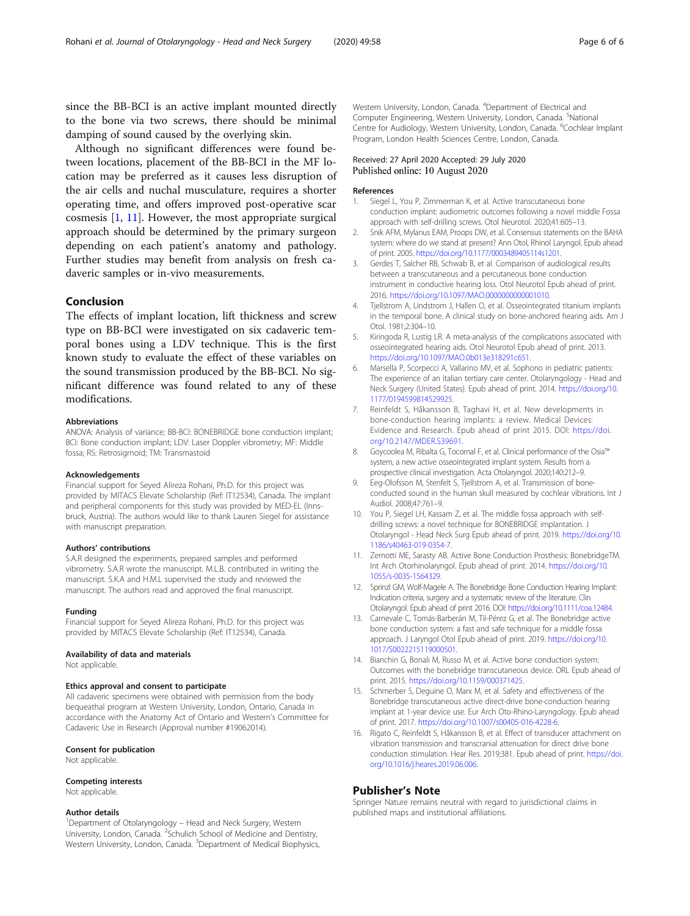since the BB-BCI is an active implant mounted directly to the bone via two screws, there should be minimal damping of sound caused by the overlying skin.

Although no significant differences were found between locations, placement of the BB-BCI in the MF location may be preferred as it causes less disruption of the air cells and nuchal musculature, requires a shorter operating time, and offers improved post-operative scar cosmesis [1, 11]. However, the most appropriate surgical approach should be determined by the primary surgeon depending on each patient's anatomy and pathology. Further studies may benefit from analysis on fresh cadaveric samples or in-vivo measurements.

## Conclusion

The effects of implant location, lift thickness and screw type on BB-BCI were investigated on six cadaveric temporal bones using a LDV technique. This is the first known study to evaluate the effect of these variables on the sound transmission produced by the BB-BCI. No significant difference was found related to any of these modifications.

#### Abbreviations

ANOVA: Analysis of variance; BB-BCI: BONEBRIDGE bone conduction implant; BCI: Bone conduction implant; LDV: Laser Doppler vibrometry; MF: Middle fossa; RS: Retrosigmoid; TM: Transmastoid

#### Acknowledgements

Financial support for Seyed Alireza Rohani, Ph.D. for this project was provided by MITACS Elevate Scholarship (Ref: IT12534), Canada. The implant and peripheral components for this study was provided by MED-EL (Innsbruck, Austria). The authors would like to thank Lauren Siegel for assistance with manuscript preparation.

#### Authors' contributions

S.A.R designed the experiments, prepared samples and performed vibrometry. S.A.R wrote the manuscript. M.L.B. contributed in writing the manuscript. S.K.A and H.M.L supervised the study and reviewed the manuscript. The authors read and approved the final manuscript.

#### Funding

Financial support for Seyed Alireza Rohani, Ph.D. for this project was provided by MITACS Elevate Scholarship (Ref: IT12534), Canada.

#### Availability of data and materials

Not applicable.

#### Ethics approval and consent to participate

All cadaveric specimens were obtained with permission from the body bequeathal program at Western University, London, Ontario, Canada in accordance with the Anatomy Act of Ontario and Western's Committee for Cadaveric Use in Research (Approval number #19062014).

#### Consent for publication

Not applicable.

#### Competing interests

Not applicable.

#### Author details

[1]Department of Otolaryngology – Head and Neck Surgery, Western University, London, Canada. [2]Schulich School of Medicine and Dentistry, Western University, London, Canada. [3]Department of Medical Biophysics, Western University, London, Canada. [4]Department of Electrical and Computer Engineering, Western University, London, Canada. [5]National Centre for Audiology, Western University, London, Canada. [6]Cochlear Implant Program, London Health Sciences Centre, London, Canada.

Received: 27 April 2020 Accepted: 29 July 2020
Published online: 10 August 2020

#### References

1. Siegel L, You P, Zimmerman K, et al. Active transcutaneous bone conduction implant: audiometric outcomes following a novel middle Fossa approach with self-drilling screws. Otol Neurotol. 2020;41:605–13.
2. Snik AFM, Mylanus EAM, Proops DW, et al. Consensus statements on the BAHA system: where do we stand at present? Ann Otol, Rhinol Laryngol. Epub ahead of print. 2005. https://doi.org/10.1177/0003489405114s1201.
3. Gerdes T, Salcher RB, Schwab B, et al. Comparison of audiological results between a transcutaneous and a percutaneous bone conduction instrument in conductive hearing loss. Otol Neurotol Epub ahead of print. 2016. https://doi.org/10.1097/MAO.0000000000001010.
4. Tjellstrom A, Lindstrom J, Hallen O, et al. Osseointegrated titanium implants in the temporal bone. A clinical study on bone-anchored hearing aids. Am J Otol. 1981;2:304–10.
5. Kiringoda R, Lustig LR. A meta-analysis of the complications associated with osseointegrated hearing aids. Otol Neurotol Epub ahead of print. 2013. https://doi.org/10.1097/MAO.0b013e318291c651.
6. Marsella P, Scorpecci A, Vallarino MV, et al. Sophono in pediatric patients: The experience of an italian tertiary care center. Otolaryngology - Head and Neck Surgery (United States). Epub ahead of print. 2014. https://doi.org/10.1177/0194599814529925.
7. Reinfeldt S, Håkansson B, Taghavi H, et al. New developments in bone-conduction hearing implants: a review. Medical Devices: Evidence and Research. Epub ahead of print 2015. DOI: https://doi.org/10.2147/MDER.S39691.
8. Goycoolea M, Ribalta G, Tocornal F, et al. Clinical performance of the Osia™ system, a new active osseointegrated implant system. Results from a prospective clinical investigation. Acta Otolaryngol. 2020;140:212–9.
9. Eeg-Olofsson M, Stenfelt S, Tjellstrom A, et al. Transmission of bone-conducted sound in the human skull measured by cochlear vibrations. Int J Audiol. 2008;47:761–9.
10. You P, Siegel LH, Kassam Z, et al. The middle fossa approach with self-drilling screws: a novel technique for BONEBRIDGE implantation. J Otolaryngol - Head Neck Surg Epub ahead of print. 2019. https://doi.org/10.1186/s40463-019-0354-7.
11. Zernotti ME, Sarasty AB. Active Bone Conduction Prosthesis: BonebridgeTM. Int Arch Otorhinolaryngol. Epub ahead of print. 2014. https://doi.org/10.1055/s-0035-1564329.
12. Sprinzl GM, Wolf-Magele A. The Bonebridge Bone Conduction Hearing Implant: Indication criteria, surgery and a systematic review of the literature. Clin Otolaryngol. Epub ahead of print 2016. DOI: https://doi.org/10.1111/coa.12484.
13. Carnevale C, Tomás-Barberán M, Til-Pérez G, et al. The Bonebridge active bone conduction system: a fast and safe technique for a middle fossa approach. J Laryngol Otol Epub ahead of print. 2019. https://doi.org/10.1017/S0022215119000501.
14. Bianchin G, Bonali M, Russo M, et al. Active bone conduction system: Outcomes with the bonebridge transcutaneous device. ORL Epub ahead of print. 2015. https://doi.org/10.1159/000371425.
15. Schmerber S, Deguine O, Marx M, et al. Safety and effectiveness of the Bonebridge transcutaneous active direct-drive bone-conduction hearing implant at 1-year device use. Eur Arch Oto-Rhino-Laryngology. Epub ahead of print. 2017. https://doi.org/10.1007/s00405-016-4228-6.
16. Rigato C, Reinfeldt S, Håkansson B, et al. Effect of transducer attachment on vibration transmission and transcranial attenuation for direct drive bone conduction stimulation. Hear Res. 2019;381. Epub ahead of print. https://doi.org/10.1016/j.heares.2019.06.006.

## Publisher's Note

Springer Nature remains neutral with regard to jurisdictional claims in published maps and institutional affiliations.